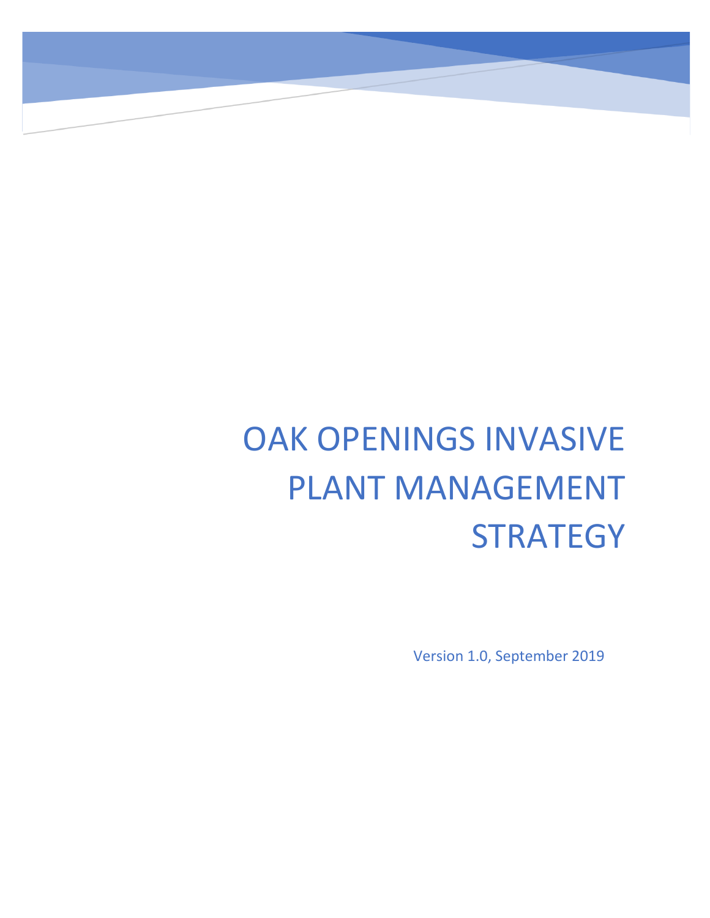# OAK OPENINGS INVASIVE PLANT MANAGEMENT STRATEGY

Version 1.0, September 2019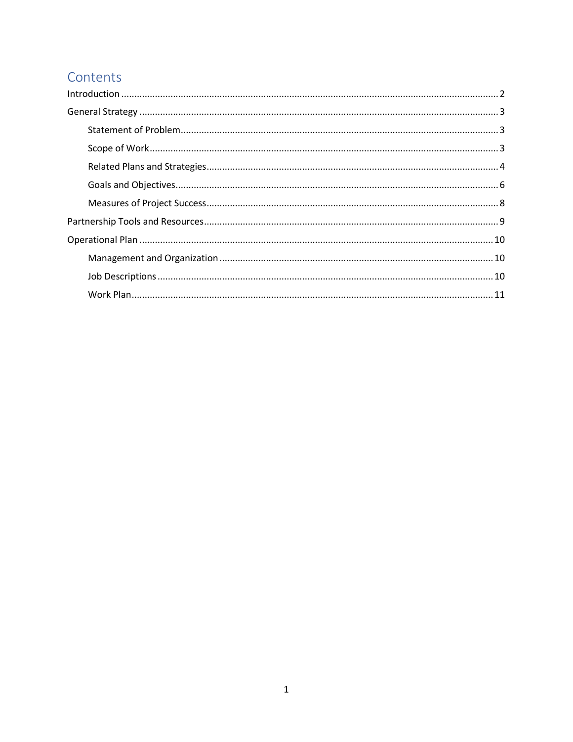# Contents

- Introduction ........ 2
- General Strategy ........ 3
  - Statement of Problem ........ 3
  - Scope of Work ........ 3
  - Related Plans and Strategies ........ 4
  - Goals and Objectives ........ 6
  - Measures of Project Success ........ 8
- Partnership Tools and Resources ........ 9
- Operational Plan ........ 10
  - Management and Organization ........ 10
  - Job Descriptions ........ 10
  - Work Plan ........ 11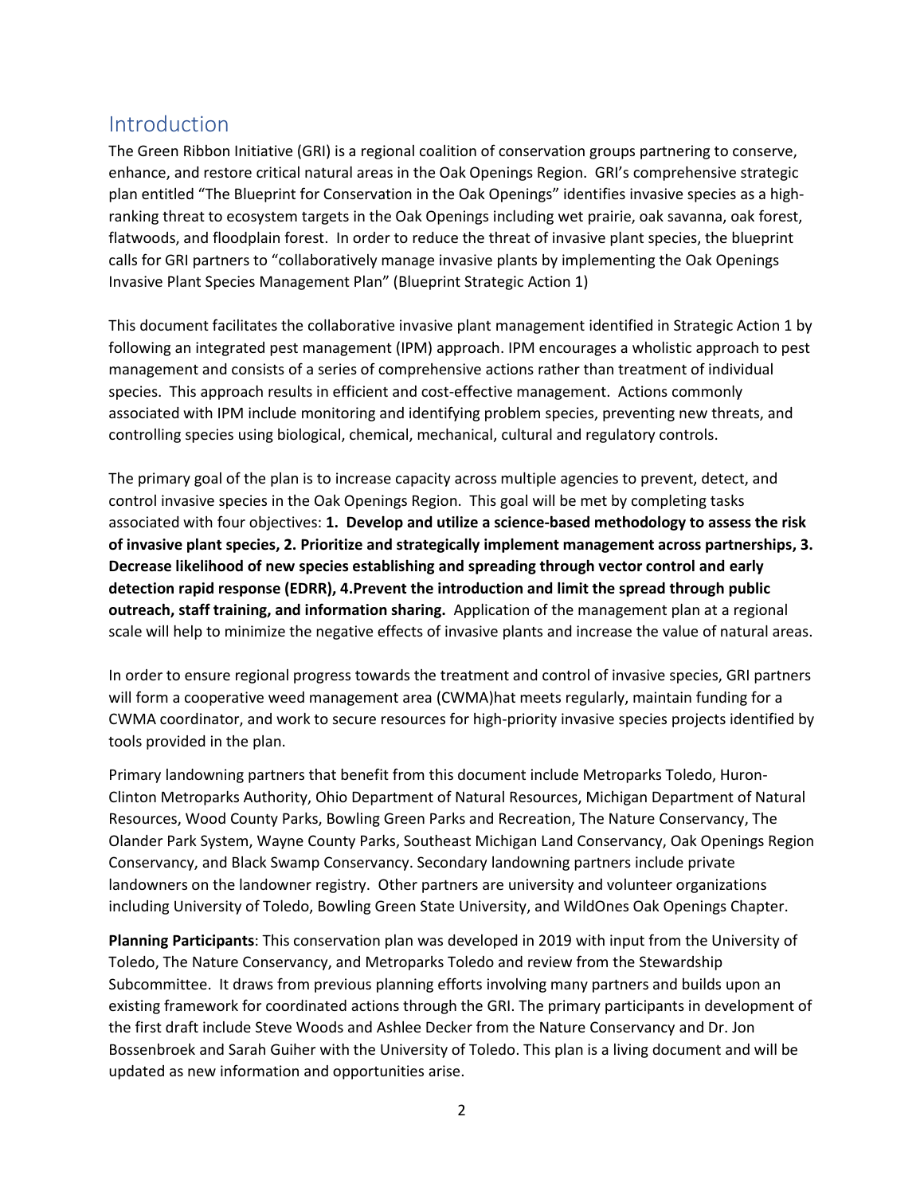## Introduction

The Green Ribbon Initiative (GRI) is a regional coalition of conservation groups partnering to conserve, enhance, and restore critical natural areas in the Oak Openings Region. GRI's comprehensive strategic plan entitled "The Blueprint for Conservation in the Oak Openings" identifies invasive species as a high-ranking threat to ecosystem targets in the Oak Openings including wet prairie, oak savanna, oak forest, flatwoods, and floodplain forest. In order to reduce the threat of invasive plant species, the blueprint calls for GRI partners to "collaboratively manage invasive plants by implementing the Oak Openings Invasive Plant Species Management Plan" (Blueprint Strategic Action 1)

This document facilitates the collaborative invasive plant management identified in Strategic Action 1 by following an integrated pest management (IPM) approach. IPM encourages a wholistic approach to pest management and consists of a series of comprehensive actions rather than treatment of individual species. This approach results in efficient and cost-effective management. Actions commonly associated with IPM include monitoring and identifying problem species, preventing new threats, and controlling species using biological, chemical, mechanical, cultural and regulatory controls.

The primary goal of the plan is to increase capacity across multiple agencies to prevent, detect, and control invasive species in the Oak Openings Region. This goal will be met by completing tasks associated with four objectives: **1. Develop and utilize a science-based methodology to assess the risk of invasive plant species, 2. Prioritize and strategically implement management across partnerships, 3. Decrease likelihood of new species establishing and spreading through vector control and early detection rapid response (EDRR), 4.Prevent the introduction and limit the spread through public outreach, staff training, and information sharing.** Application of the management plan at a regional scale will help to minimize the negative effects of invasive plants and increase the value of natural areas.

In order to ensure regional progress towards the treatment and control of invasive species, GRI partners will form a cooperative weed management area (CWMA)hat meets regularly, maintain funding for a CWMA coordinator, and work to secure resources for high-priority invasive species projects identified by tools provided in the plan.

Primary landowning partners that benefit from this document include Metroparks Toledo, Huron-Clinton Metroparks Authority, Ohio Department of Natural Resources, Michigan Department of Natural Resources, Wood County Parks, Bowling Green Parks and Recreation, The Nature Conservancy, The Olander Park System, Wayne County Parks, Southeast Michigan Land Conservancy, Oak Openings Region Conservancy, and Black Swamp Conservancy. Secondary landowning partners include private landowners on the landowner registry. Other partners are university and volunteer organizations including University of Toledo, Bowling Green State University, and WildOnes Oak Openings Chapter.

**Planning Participants**: This conservation plan was developed in 2019 with input from the University of Toledo, The Nature Conservancy, and Metroparks Toledo and review from the Stewardship Subcommittee. It draws from previous planning efforts involving many partners and builds upon an existing framework for coordinated actions through the GRI. The primary participants in development of the first draft include Steve Woods and Ashlee Decker from the Nature Conservancy and Dr. Jon Bossenbroek and Sarah Guiher with the University of Toledo. This plan is a living document and will be updated as new information and opportunities arise.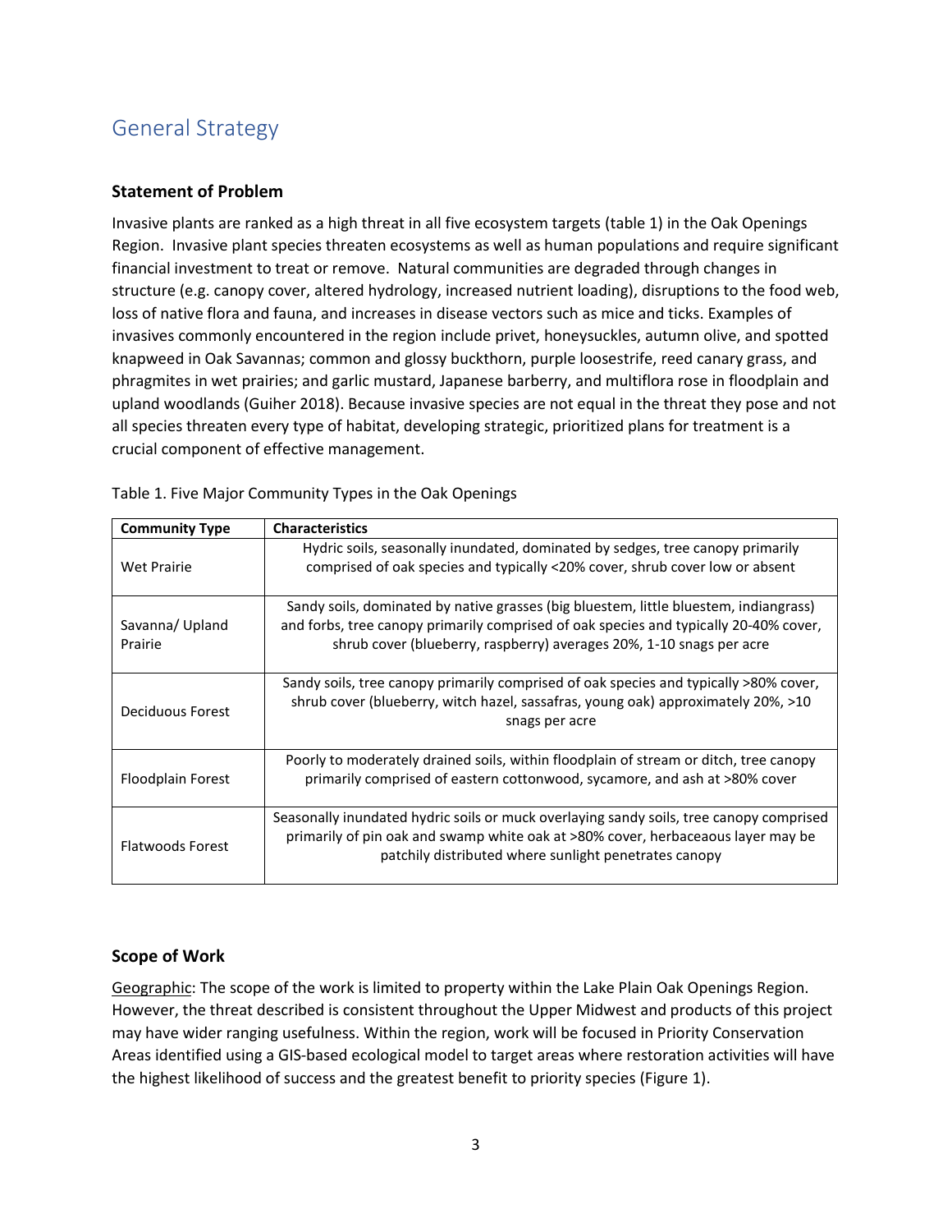# General Strategy

## Statement of Problem

Invasive plants are ranked as a high threat in all five ecosystem targets (table 1) in the Oak Openings Region. Invasive plant species threaten ecosystems as well as human populations and require significant financial investment to treat or remove. Natural communities are degraded through changes in structure (e.g. canopy cover, altered hydrology, increased nutrient loading), disruptions to the food web, loss of native flora and fauna, and increases in disease vectors such as mice and ticks. Examples of invasives commonly encountered in the region include privet, honeysuckles, autumn olive, and spotted knapweed in Oak Savannas; common and glossy buckthorn, purple loosestrife, reed canary grass, and phragmites in wet prairies; and garlic mustard, Japanese barberry, and multiflora rose in floodplain and upland woodlands (Guiher 2018). Because invasive species are not equal in the threat they pose and not all species threaten every type of habitat, developing strategic, prioritized plans for treatment is a crucial component of effective management.

Table 1. Five Major Community Types in the Oak Openings

| Community Type | Characteristics |
|---|---|
| Wet Prairie | Hydric soils, seasonally inundated, dominated by sedges, tree canopy primarily comprised of oak species and typically <20% cover, shrub cover low or absent |
| Savanna/ Upland Prairie | Sandy soils, dominated by native grasses (big bluestem, little bluestem, indiangrass) and forbs, tree canopy primarily comprised of oak species and typically 20-40% cover, shrub cover (blueberry, raspberry) averages 20%, 1-10 snags per acre |
| Deciduous Forest | Sandy soils, tree canopy primarily comprised of oak species and typically >80% cover, shrub cover (blueberry, witch hazel, sassafras, young oak) approximately 20%, >10 snags per acre |
| Floodplain Forest | Poorly to moderately drained soils, within floodplain of stream or ditch, tree canopy primarily comprised of eastern cottonwood, sycamore, and ash at >80% cover |
| Flatwoods Forest | Seasonally inundated hydric soils or muck overlaying sandy soils, tree canopy comprised primarily of pin oak and swamp white oak at >80% cover, herbaceaous layer may be patchily distributed where sunlight penetrates canopy |

## Scope of Work

Geographic: The scope of the work is limited to property within the Lake Plain Oak Openings Region. However, the threat described is consistent throughout the Upper Midwest and products of this project may have wider ranging usefulness. Within the region, work will be focused in Priority Conservation Areas identified using a GIS-based ecological model to target areas where restoration activities will have the highest likelihood of success and the greatest benefit to priority species (Figure 1).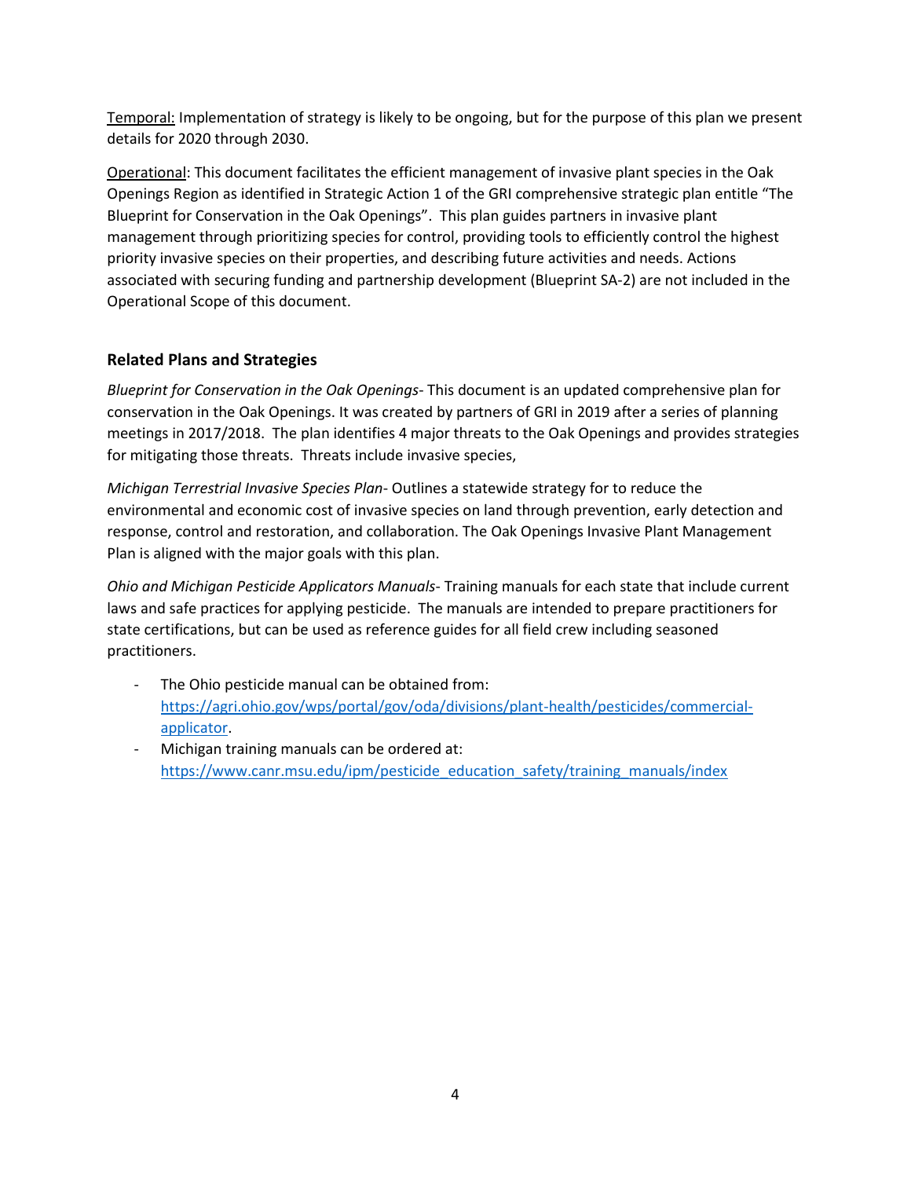Temporal: Implementation of strategy is likely to be ongoing, but for the purpose of this plan we present details for 2020 through 2030.

Operational: This document facilitates the efficient management of invasive plant species in the Oak Openings Region as identified in Strategic Action 1 of the GRI comprehensive strategic plan entitle "The Blueprint for Conservation in the Oak Openings". This plan guides partners in invasive plant management through prioritizing species for control, providing tools to efficiently control the highest priority invasive species on their properties, and describing future activities and needs. Actions associated with securing funding and partnership development (Blueprint SA-2) are not included in the Operational Scope of this document.

### Related Plans and Strategies

*Blueprint for Conservation in the Oak Openings*- This document is an updated comprehensive plan for conservation in the Oak Openings. It was created by partners of GRI in 2019 after a series of planning meetings in 2017/2018. The plan identifies 4 major threats to the Oak Openings and provides strategies for mitigating those threats. Threats include invasive species,

*Michigan Terrestrial Invasive Species Plan*- Outlines a statewide strategy for to reduce the environmental and economic cost of invasive species on land through prevention, early detection and response, control and restoration, and collaboration. The Oak Openings Invasive Plant Management Plan is aligned with the major goals with this plan.

*Ohio and Michigan Pesticide Applicators Manuals*- Training manuals for each state that include current laws and safe practices for applying pesticide. The manuals are intended to prepare practitioners for state certifications, but can be used as reference guides for all field crew including seasoned practitioners.

- The Ohio pesticide manual can be obtained from: https://agri.ohio.gov/wps/portal/gov/oda/divisions/plant-health/pesticides/commercial-applicator.
- Michigan training manuals can be ordered at: https://www.canr.msu.edu/ipm/pesticide_education_safety/training_manuals/index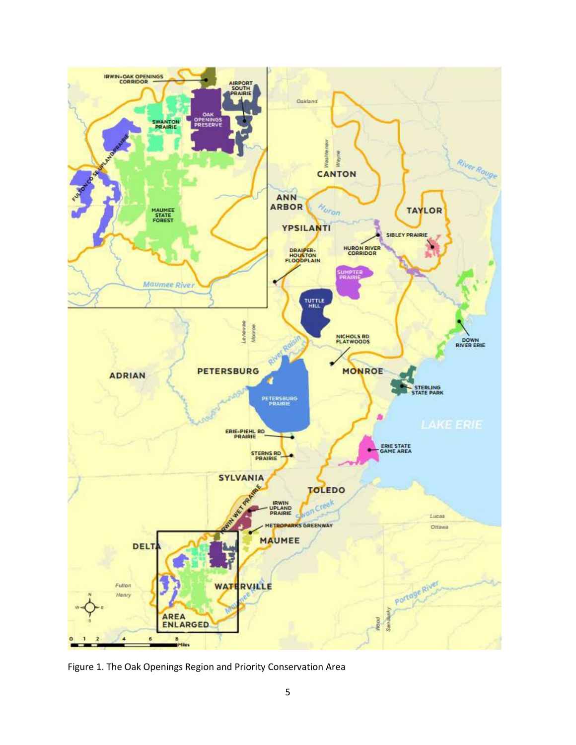Figure 1. The Oak Openings Region and Priority Conservation Area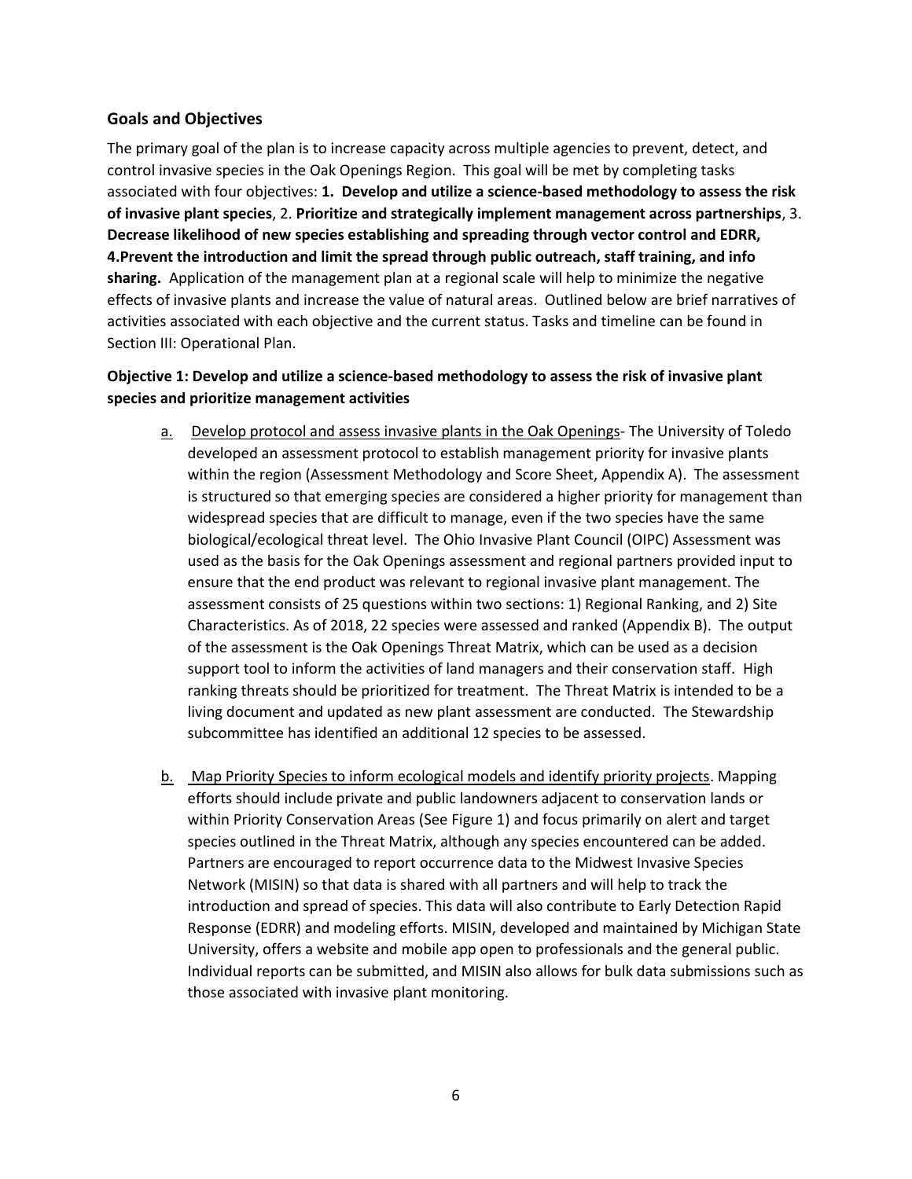## Goals and Objectives

The primary goal of the plan is to increase capacity across multiple agencies to prevent, detect, and control invasive species in the Oak Openings Region. This goal will be met by completing tasks associated with four objectives: **1. Develop and utilize a science-based methodology to assess the risk of invasive plant species**, 2. **Prioritize and strategically implement management across partnerships**, 3. **Decrease likelihood of new species establishing and spreading through vector control and EDRR, 4.Prevent the introduction and limit the spread through public outreach, staff training, and info sharing.** Application of the management plan at a regional scale will help to minimize the negative effects of invasive plants and increase the value of natural areas. Outlined below are brief narratives of activities associated with each objective and the current status. Tasks and timeline can be found in Section III: Operational Plan.

**Objective 1: Develop and utilize a science-based methodology to assess the risk of invasive plant species and prioritize management activities**

a. <u>Develop protocol and assess invasive plants in the Oak Openings</u>- The University of Toledo developed an assessment protocol to establish management priority for invasive plants within the region (Assessment Methodology and Score Sheet, Appendix A). The assessment is structured so that emerging species are considered a higher priority for management than widespread species that are difficult to manage, even if the two species have the same biological/ecological threat level. The Ohio Invasive Plant Council (OIPC) Assessment was used as the basis for the Oak Openings assessment and regional partners provided input to ensure that the end product was relevant to regional invasive plant management. The assessment consists of 25 questions within two sections: 1) Regional Ranking, and 2) Site Characteristics. As of 2018, 22 species were assessed and ranked (Appendix B). The output of the assessment is the Oak Openings Threat Matrix, which can be used as a decision support tool to inform the activities of land managers and their conservation staff. High ranking threats should be prioritized for treatment. The Threat Matrix is intended to be a living document and updated as new plant assessment are conducted. The Stewardship subcommittee has identified an additional 12 species to be assessed.

b. <u>Map Priority Species to inform ecological models and identify priority projects</u>. Mapping efforts should include private and public landowners adjacent to conservation lands or within Priority Conservation Areas (See Figure 1) and focus primarily on alert and target species outlined in the Threat Matrix, although any species encountered can be added. Partners are encouraged to report occurrence data to the Midwest Invasive Species Network (MISIN) so that data is shared with all partners and will help to track the introduction and spread of species. This data will also contribute to Early Detection Rapid Response (EDRR) and modeling efforts. MISIN, developed and maintained by Michigan State University, offers a website and mobile app open to professionals and the general public. Individual reports can be submitted, and MISIN also allows for bulk data submissions such as those associated with invasive plant monitoring.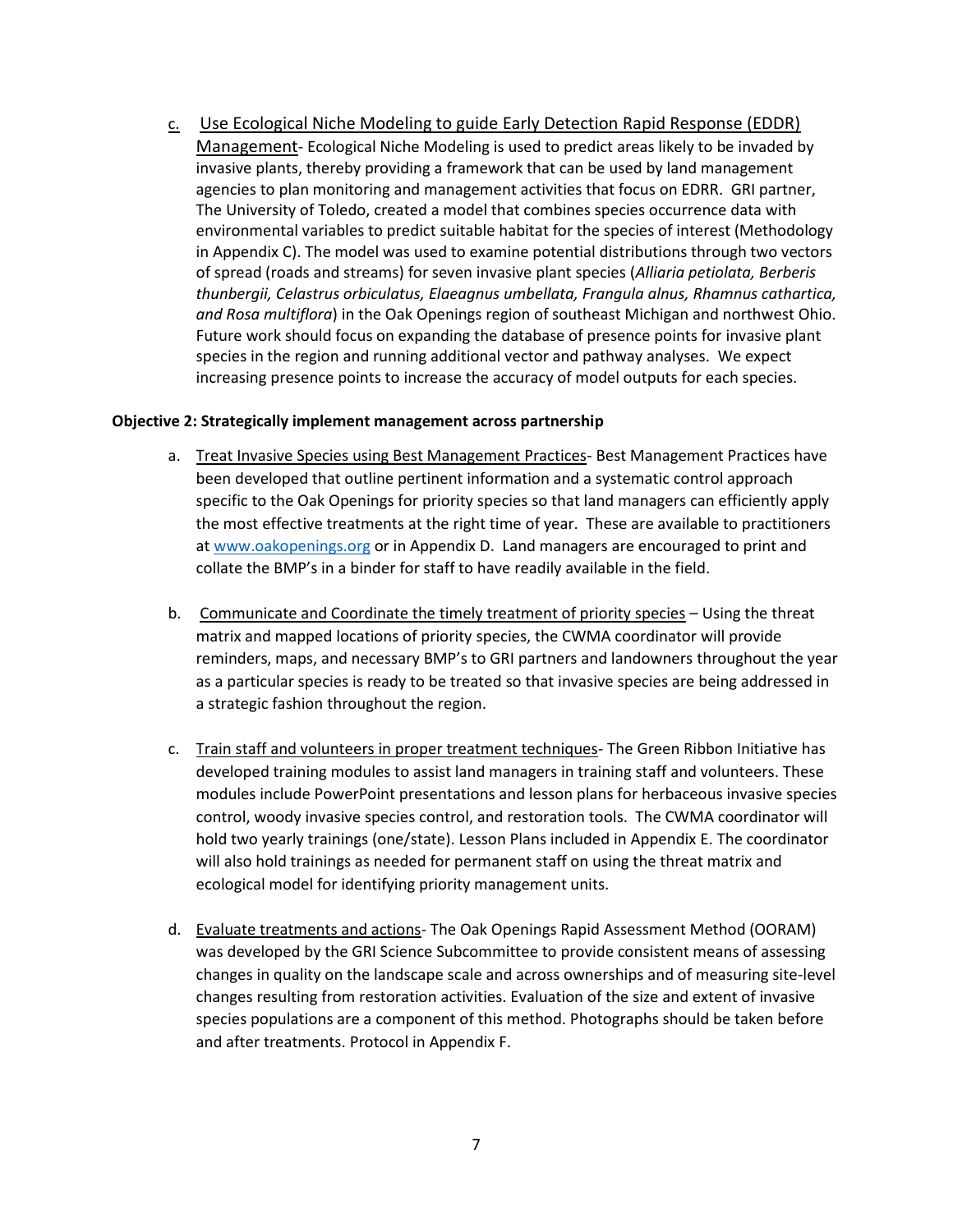c. <u>Use Ecological Niche Modeling to guide Early Detection Rapid Response (EDDR) Management</u>- Ecological Niche Modeling is used to predict areas likely to be invaded by invasive plants, thereby providing a framework that can be used by land management agencies to plan monitoring and management activities that focus on EDRR. GRI partner, The University of Toledo, created a model that combines species occurrence data with environmental variables to predict suitable habitat for the species of interest (Methodology in Appendix C). The model was used to examine potential distributions through two vectors of spread (roads and streams) for seven invasive plant species (*Alliaria petiolata, Berberis thunbergii, Celastrus orbiculatus, Elaeagnus umbellata, Frangula alnus, Rhamnus cathartica, and Rosa multiflora*) in the Oak Openings region of southeast Michigan and northwest Ohio. Future work should focus on expanding the database of presence points for invasive plant species in the region and running additional vector and pathway analyses. We expect increasing presence points to increase the accuracy of model outputs for each species.

**Objective 2: Strategically implement management across partnership**

a. <u>Treat Invasive Species using Best Management Practices</u>- Best Management Practices have been developed that outline pertinent information and a systematic control approach specific to the Oak Openings for priority species so that land managers can efficiently apply the most effective treatments at the right time of year. These are available to practitioners at [www.oakopenings.org](http://www.oakopenings.org) or in Appendix D. Land managers are encouraged to print and collate the BMP's in a binder for staff to have readily available in the field.

b. <u>Communicate and Coordinate the timely treatment of priority species</u> – Using the threat matrix and mapped locations of priority species, the CWMA coordinator will provide reminders, maps, and necessary BMP's to GRI partners and landowners throughout the year as a particular species is ready to be treated so that invasive species are being addressed in a strategic fashion throughout the region.

c. <u>Train staff and volunteers in proper treatment techniques</u>- The Green Ribbon Initiative has developed training modules to assist land managers in training staff and volunteers. These modules include PowerPoint presentations and lesson plans for herbaceous invasive species control, woody invasive species control, and restoration tools. The CWMA coordinator will hold two yearly trainings (one/state). Lesson Plans included in Appendix E. The coordinator will also hold trainings as needed for permanent staff on using the threat matrix and ecological model for identifying priority management units.

d. <u>Evaluate treatments and actions</u>- The Oak Openings Rapid Assessment Method (OORAM) was developed by the GRI Science Subcommittee to provide consistent means of assessing changes in quality on the landscape scale and across ownerships and of measuring site-level changes resulting from restoration activities. Evaluation of the size and extent of invasive species populations are a component of this method. Photographs should be taken before and after treatments. Protocol in Appendix F.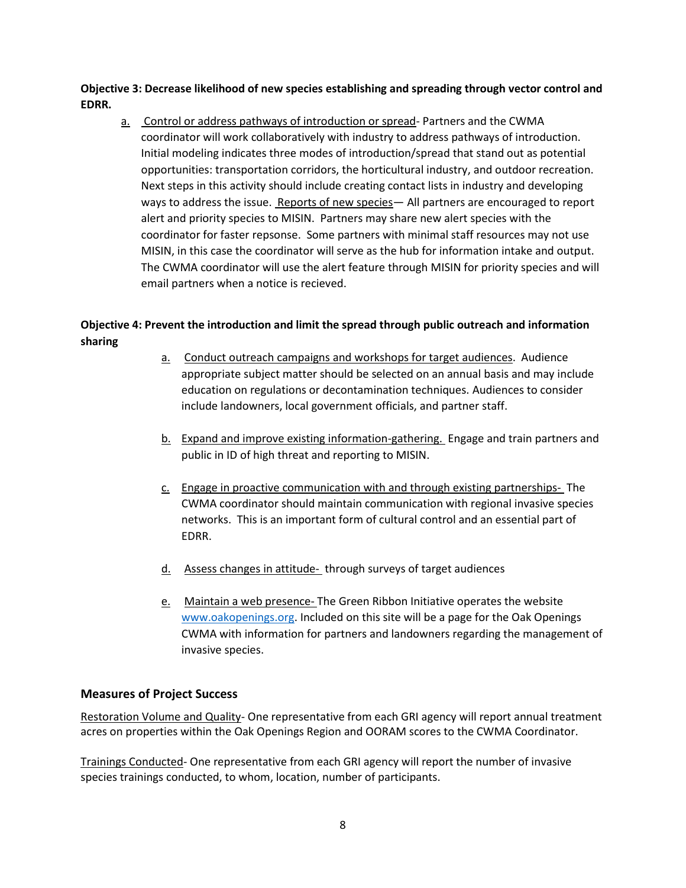**Objective 3: Decrease likelihood of new species establishing and spreading through vector control and EDRR.**

a. Control or address pathways of introduction or spread- Partners and the CWMA coordinator will work collaboratively with industry to address pathways of introduction. Initial modeling indicates three modes of introduction/spread that stand out as potential opportunities: transportation corridors, the horticultural industry, and outdoor recreation. Next steps in this activity should include creating contact lists in industry and developing ways to address the issue. Reports of new species— All partners are encouraged to report alert and priority species to MISIN. Partners may share new alert species with the coordinator for faster repsonse. Some partners with minimal staff resources may not use MISIN, in this case the coordinator will serve as the hub for information intake and output. The CWMA coordinator will use the alert feature through MISIN for priority species and will email partners when a notice is recieved.

**Objective 4: Prevent the introduction and limit the spread through public outreach and information sharing**

a. Conduct outreach campaigns and workshops for target audiences. Audience appropriate subject matter should be selected on an annual basis and may include education on regulations or decontamination techniques. Audiences to consider include landowners, local government officials, and partner staff.

b. Expand and improve existing information-gathering. Engage and train partners and public in ID of high threat and reporting to MISIN.

c. Engage in proactive communication with and through existing partnerships- The CWMA coordinator should maintain communication with regional invasive species networks. This is an important form of cultural control and an essential part of EDRR.

d. Assess changes in attitude- through surveys of target audiences

e. Maintain a web presence- The Green Ribbon Initiative operates the website www.oakopenings.org. Included on this site will be a page for the Oak Openings CWMA with information for partners and landowners regarding the management of invasive species.

## Measures of Project Success

Restoration Volume and Quality- One representative from each GRI agency will report annual treatment acres on properties within the Oak Openings Region and OORAM scores to the CWMA Coordinator.

Trainings Conducted- One representative from each GRI agency will report the number of invasive species trainings conducted, to whom, location, number of participants.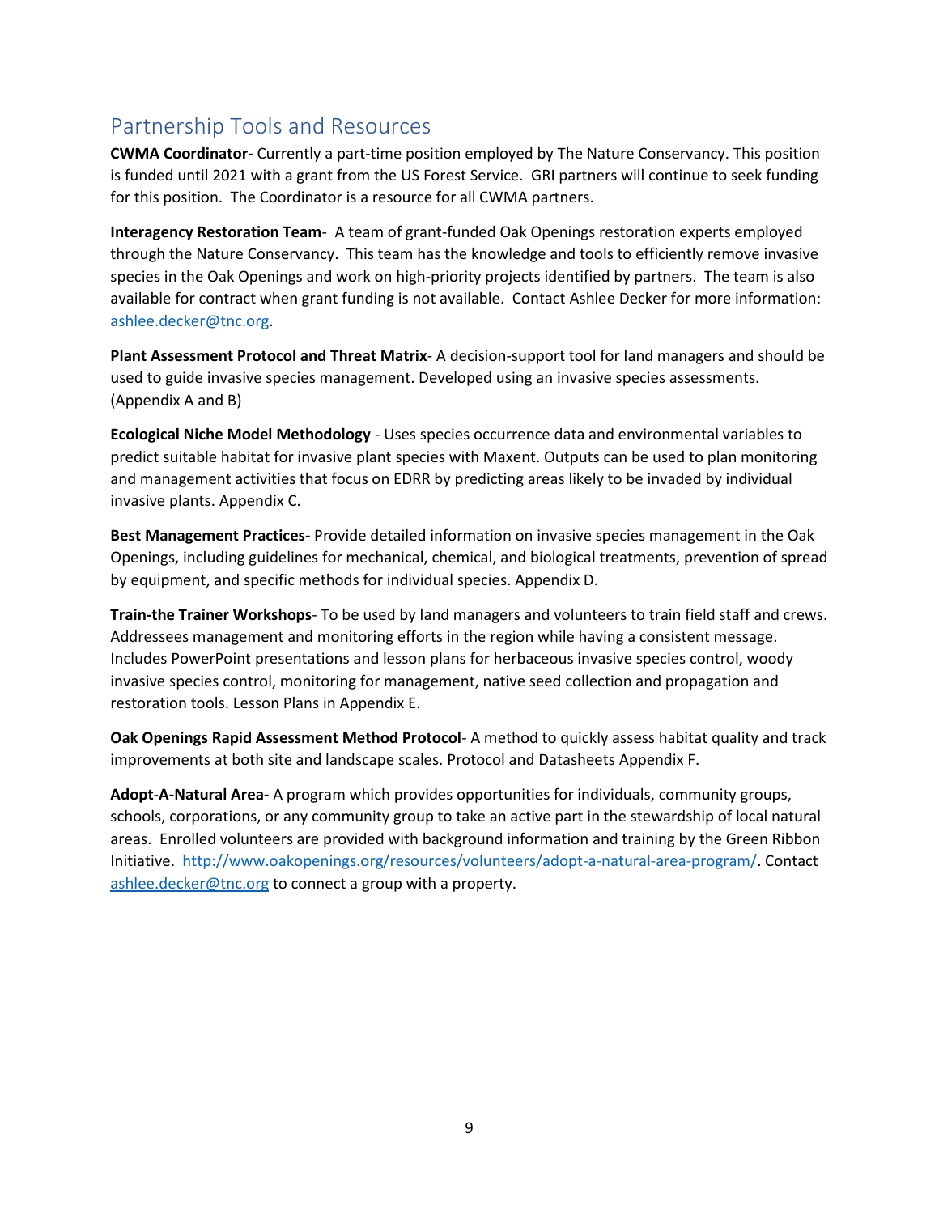## Partnership Tools and Resources

**CWMA Coordinator-** Currently a part-time position employed by The Nature Conservancy. This position is funded until 2021 with a grant from the US Forest Service. GRI partners will continue to seek funding for this position. The Coordinator is a resource for all CWMA partners.

**Interagency Restoration Team**- A team of grant-funded Oak Openings restoration experts employed through the Nature Conservancy. This team has the knowledge and tools to efficiently remove invasive species in the Oak Openings and work on high-priority projects identified by partners. The team is also available for contract when grant funding is not available. Contact Ashlee Decker for more information: ashlee.decker@tnc.org.

**Plant Assessment Protocol and Threat Matrix**- A decision-support tool for land managers and should be used to guide invasive species management. Developed using an invasive species assessments. (Appendix A and B)

**Ecological Niche Model Methodology** - Uses species occurrence data and environmental variables to predict suitable habitat for invasive plant species with Maxent. Outputs can be used to plan monitoring and management activities that focus on EDRR by predicting areas likely to be invaded by individual invasive plants. Appendix C.

**Best Management Practices-** Provide detailed information on invasive species management in the Oak Openings, including guidelines for mechanical, chemical, and biological treatments, prevention of spread by equipment, and specific methods for individual species. Appendix D.

**Train-the Trainer Workshops**- To be used by land managers and volunteers to train field staff and crews. Addressees management and monitoring efforts in the region while having a consistent message. Includes PowerPoint presentations and lesson plans for herbaceous invasive species control, woody invasive species control, monitoring for management, native seed collection and propagation and restoration tools. Lesson Plans in Appendix E.

**Oak Openings Rapid Assessment Method Protocol**- A method to quickly assess habitat quality and track improvements at both site and landscape scales. Protocol and Datasheets Appendix F.

**Adopt-A-Natural Area-** A program which provides opportunities for individuals, community groups, schools, corporations, or any community group to take an active part in the stewardship of local natural areas. Enrolled volunteers are provided with background information and training by the Green Ribbon Initiative. http://www.oakopenings.org/resources/volunteers/adopt-a-natural-area-program/. Contact ashlee.decker@tnc.org to connect a group with a property.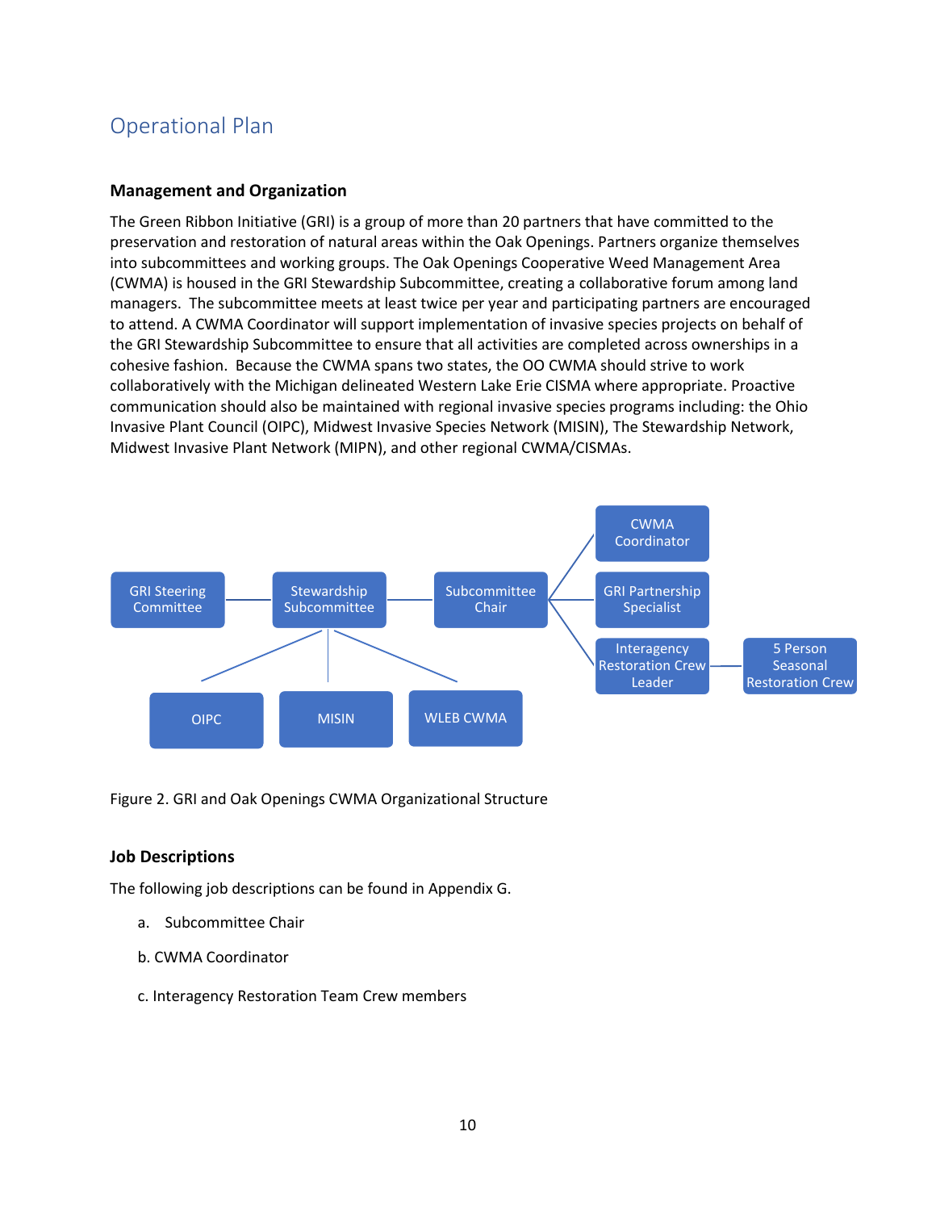## Operational Plan

### Management and Organization

The Green Ribbon Initiative (GRI) is a group of more than 20 partners that have committed to the preservation and restoration of natural areas within the Oak Openings. Partners organize themselves into subcommittees and working groups. The Oak Openings Cooperative Weed Management Area (CWMA) is housed in the GRI Stewardship Subcommittee, creating a collaborative forum among land managers. The subcommittee meets at least twice per year and participating partners are encouraged to attend. A CWMA Coordinator will support implementation of invasive species projects on behalf of the GRI Stewardship Subcommittee to ensure that all activities are completed across ownerships in a cohesive fashion. Because the CWMA spans two states, the OO CWMA should strive to work collaboratively with the Michigan delineated Western Lake Erie CISMA where appropriate. Proactive communication should also be maintained with regional invasive species programs including: the Ohio Invasive Plant Council (OIPC), Midwest Invasive Species Network (MISIN), The Stewardship Network, Midwest Invasive Plant Network (MIPN), and other regional CWMA/CISMAs.

GRI Steering Committee — Stewardship Subcommittee — Subcommittee Chair

Subcommittee Chair → CWMA Coordinator; GRI Partnership Specialist; Interagency Restoration Crew Leader — 5 Person Seasonal Restoration Crew

Stewardship Subcommittee → OIPC; MISIN; WLEB CWMA

Figure 2. GRI and Oak Openings CWMA Organizational Structure

### Job Descriptions

The following job descriptions can be found in Appendix G.

a. Subcommittee Chair

b. CWMA Coordinator

c. Interagency Restoration Team Crew members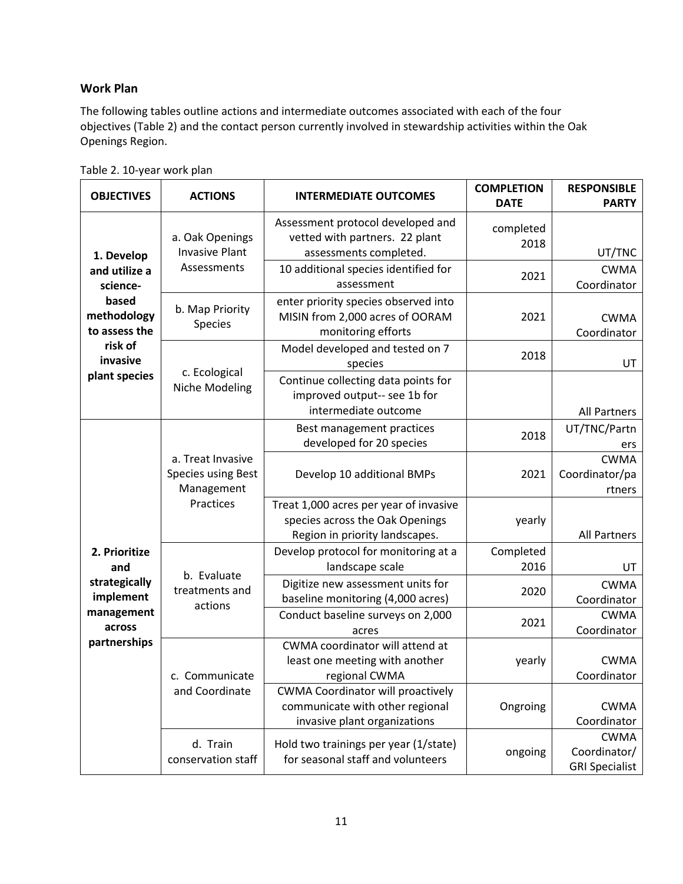## Work Plan

The following tables outline actions and intermediate outcomes associated with each of the four objectives (Table 2) and the contact person currently involved in stewardship activities within the Oak Openings Region.

Table 2. 10-year work plan

| OBJECTIVES | ACTIONS | INTERMEDIATE OUTCOMES | COMPLETION DATE | RESPONSIBLE PARTY |
|---|---|---|---|---|
| **1. Develop and utilize a science-based methodology to assess the risk of invasive plant species** | a. Oak Openings Invasive Plant Assessments | Assessment protocol developed and vetted with partners. 22 plant assessments completed. | completed 2018 | UT/TNC |
| | | 10 additional species identified for assessment | 2021 | CWMA Coordinator |
| | b. Map Priority Species | enter priority species observed into MISIN from 2,000 acres of OORAM monitoring efforts | 2021 | CWMA Coordinator |
| | c. Ecological Niche Modeling | Model developed and tested on 7 species | 2018 | UT |
| | | Continue collecting data points for improved output-- see 1b for intermediate outcome | | All Partners |
| **2. Prioritize and strategically implement management across partnerships** | a. Treat Invasive Species using Best Management Practices | Best management practices developed for 20 species | 2018 | UT/TNC/Partners |
| | | Develop 10 additional BMPs | 2021 | CWMA Coordinator/partners |
| | | Treat 1,000 acres per year of invasive species across the Oak Openings Region in priority landscapes. | yearly | All Partners |
| | b. Evaluate treatments and actions | Develop protocol for monitoring at a landscape scale | Completed 2016 | UT |
| | | Digitize new assessment units for baseline monitoring (4,000 acres) | 2020 | CWMA Coordinator |
| | | Conduct baseline surveys on 2,000 acres | 2021 | CWMA Coordinator |
| | c. Communicate and Coordinate | CWMA coordinator will attend at least one meeting with another regional CWMA | yearly | CWMA Coordinator |
| | | CWMA Coordinator will proactively communicate with other regional invasive plant organizations | Ongroing | CWMA Coordinator |
| | d. Train conservation staff | Hold two trainings per year (1/state) for seasonal staff and volunteers | ongoing | CWMA Coordinator/ GRI Specialist |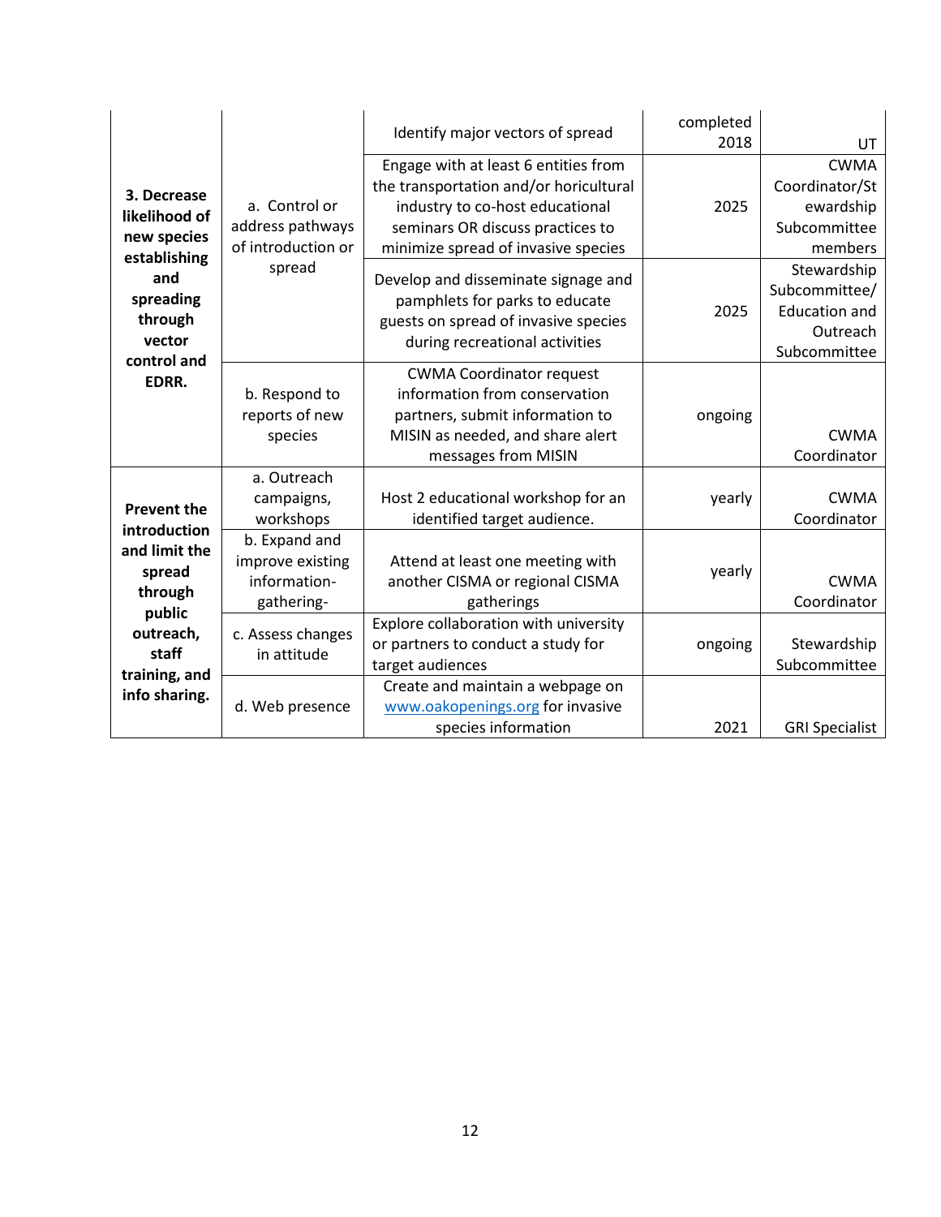| | | | | |
|---|---|---|---|---|
| **3. Decrease likelihood of new species establishing and spreading through vector control and EDRR.** | a. Control or address pathways of introduction or spread | Identify major vectors of spread | completed 2018 | UT |
| | | Engage with at least 6 entities from the transportation and/or horicultural industry to co-host educational seminars OR discuss practices to minimize spread of invasive species | 2025 | CWMA Coordinator/Stewardship Subcommittee members |
| | | Develop and disseminate signage and pamphlets for parks to educate guests on spread of invasive species during recreational activities | 2025 | Stewardship Subcommittee/ Education and Outreach Subcommittee |
| | b. Respond to reports of new species | CWMA Coordinator request information from conservation partners, submit information to MISIN as needed, and share alert messages from MISIN | ongoing | CWMA Coordinator |
| **Prevent the introduction and limit the spread through public outreach, staff training, and info sharing.** | a. Outreach campaigns, workshops | Host 2 educational workshop for an identified target audience. | yearly | CWMA Coordinator |
| | b. Expand and improve existing information-gathering- | Attend at least one meeting with another CISMA or regional CISMA gatherings | yearly | CWMA Coordinator |
| | c. Assess changes in attitude | Explore collaboration with university or partners to conduct a study for target audiences | ongoing | Stewardship Subcommittee |
| | d. Web presence | Create and maintain a webpage on www.oakopenings.org for invasive species information | 2021 | GRI Specialist |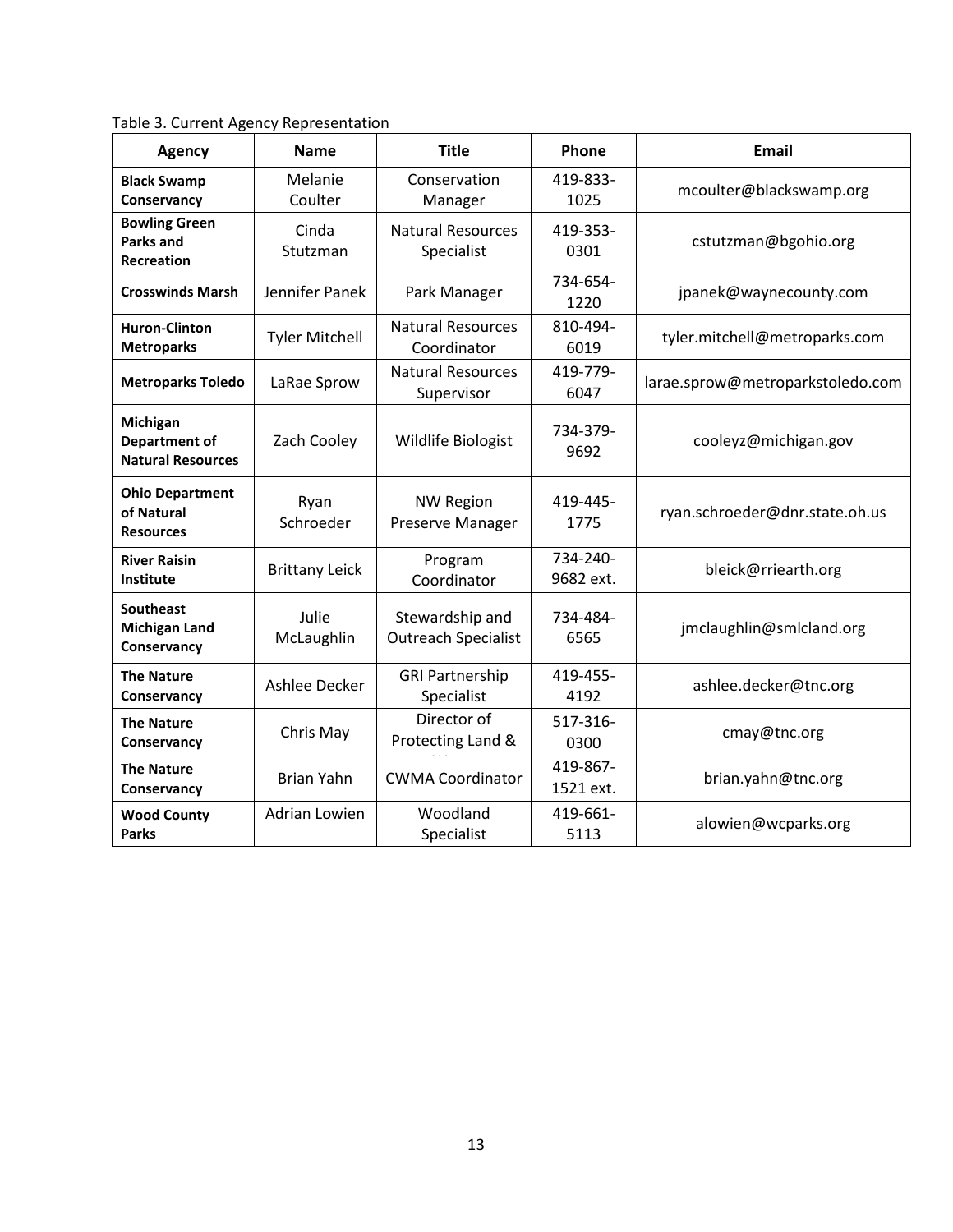Table 3. Current Agency Representation

| Agency | Name | Title | Phone | Email |
|---|---|---|---|---|
| **Black Swamp Conservancy** | Melanie Coulter | Conservation Manager | 419-833-1025 | mcoulter@blackswamp.org |
| **Bowling Green Parks and Recreation** | Cinda Stutzman | Natural Resources Specialist | 419-353-0301 | cstutzman@bgohio.org |
| **Crosswinds Marsh** | Jennifer Panek | Park Manager | 734-654-1220 | jpanek@waynecounty.com |
| **Huron-Clinton Metroparks** | Tyler Mitchell | Natural Resources Coordinator | 810-494-6019 | tyler.mitchell@metroparks.com |
| **Metroparks Toledo** | LaRae Sprow | Natural Resources Supervisor | 419-779-6047 | larae.sprow@metroparkstoledo.com |
| **Michigan Department of Natural Resources** | Zach Cooley | Wildlife Biologist | 734-379-9692 | cooleyz@michigan.gov |
| **Ohio Department of Natural Resources** | Ryan Schroeder | NW Region Preserve Manager | 419-445-1775 | ryan.schroeder@dnr.state.oh.us |
| **River Raisin Institute** | Brittany Leick | Program Coordinator | 734-240-9682 ext. | bleick@rriearth.org |
| **Southeast Michigan Land Conservancy** | Julie McLaughlin | Stewardship and Outreach Specialist | 734-484-6565 | jmclaughlin@smlcland.org |
| **The Nature Conservancy** | Ashlee Decker | GRI Partnership Specialist | 419-455-4192 | ashlee.decker@tnc.org |
| **The Nature Conservancy** | Chris May | Director of Protecting Land & | 517-316-0300 | cmay@tnc.org |
| **The Nature Conservancy** | Brian Yahn | CWMA Coordinator | 419-867-1521 ext. | brian.yahn@tnc.org |
| **Wood County Parks** | Adrian Lowien | Woodland Specialist | 419-661-5113 | alowien@wcparks.org |